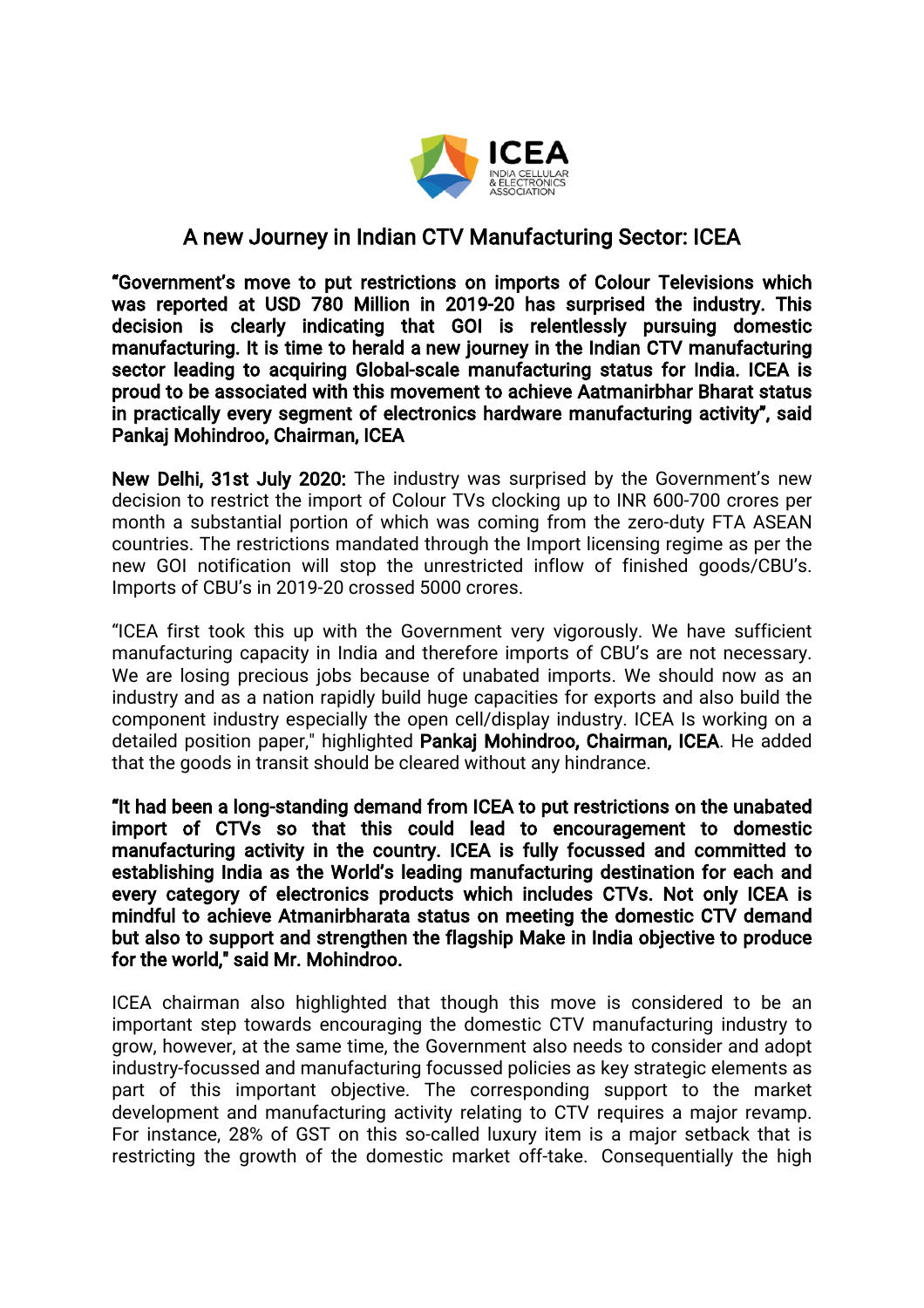ICEA
INDIA CELLULAR & ELECTRONICS ASSOCIATION

# A new Journey in Indian CTV Manufacturing Sector: ICEA

**"Government's move to put restrictions on imports of Colour Televisions which was reported at USD 780 Million in 2019-20 has surprised the industry. This decision is clearly indicating that GOI is relentlessly pursuing domestic manufacturing. It is time to herald a new journey in the Indian CTV manufacturing sector leading to acquiring Global-scale manufacturing status for India. ICEA is proud to be associated with this movement to achieve Aatmanirbhar Bharat status in practically every segment of electronics hardware manufacturing activity", said Pankaj Mohindroo, Chairman, ICEA**

**New Delhi, 31st July 2020:** The industry was surprised by the Government's new decision to restrict the import of Colour TVs clocking up to INR 600-700 crores per month a substantial portion of which was coming from the zero-duty FTA ASEAN countries. The restrictions mandated through the Import licensing regime as per the new GOI notification will stop the unrestricted inflow of finished goods/CBU's. Imports of CBU's in 2019-20 crossed 5000 crores.

"ICEA first took this up with the Government very vigorously. We have sufficient manufacturing capacity in India and therefore imports of CBU's are not necessary. We are losing precious jobs because of unabated imports. We should now as an industry and as a nation rapidly build huge capacities for exports and also build the component industry especially the open cell/display industry. ICEA Is working on a detailed position paper," highlighted **Pankaj Mohindroo, Chairman, ICEA**. He added that the goods in transit should be cleared without any hindrance.

**"It had been a long-standing demand from ICEA to put restrictions on the unabated import of CTVs so that this could lead to encouragement to domestic manufacturing activity in the country. ICEA is fully focussed and committed to establishing India as the World's leading manufacturing destination for each and every category of electronics products which includes CTVs. Not only ICEA is mindful to achieve Atmanirbharata status on meeting the domestic CTV demand but also to support and strengthen the flagship Make in India objective to produce for the world," said Mr. Mohindroo.**

ICEA chairman also highlighted that though this move is considered to be an important step towards encouraging the domestic CTV manufacturing industry to grow, however, at the same time, the Government also needs to consider and adopt industry-focussed and manufacturing focussed policies as key strategic elements as part of this important objective. The corresponding support to the market development and manufacturing activity relating to CTV requires a major revamp. For instance, 28% of GST on this so-called luxury item is a major setback that is restricting the growth of the domestic market off-take. Consequentially the high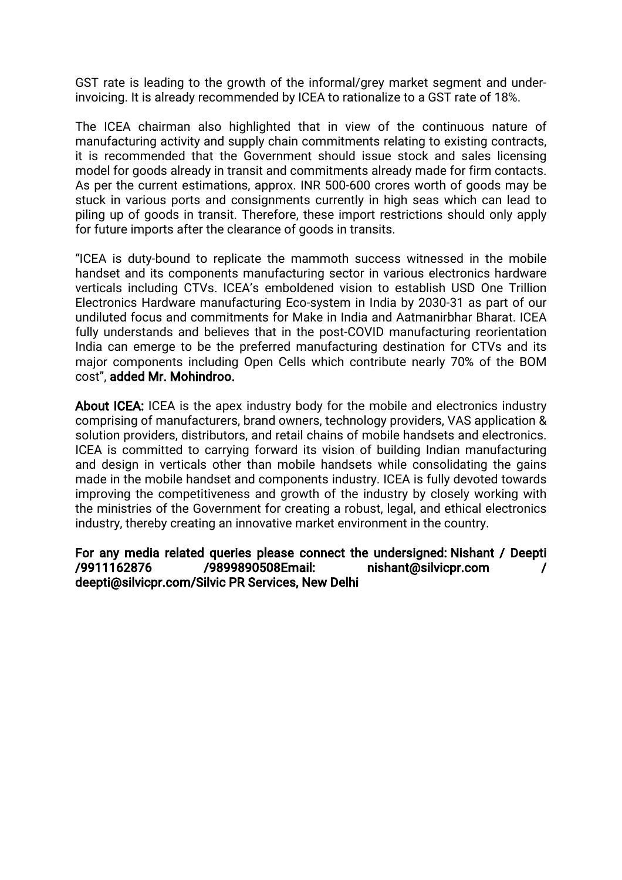GST rate is leading to the growth of the informal/grey market segment and under-invoicing. It is already recommended by ICEA to rationalize to a GST rate of 18%.

The ICEA chairman also highlighted that in view of the continuous nature of manufacturing activity and supply chain commitments relating to existing contracts, it is recommended that the Government should issue stock and sales licensing model for goods already in transit and commitments already made for firm contacts. As per the current estimations, approx. INR 500-600 crores worth of goods may be stuck in various ports and consignments currently in high seas which can lead to piling up of goods in transit. Therefore, these import restrictions should only apply for future imports after the clearance of goods in transits.

"ICEA is duty-bound to replicate the mammoth success witnessed in the mobile handset and its components manufacturing sector in various electronics hardware verticals including CTVs. ICEA's emboldened vision to establish USD One Trillion Electronics Hardware manufacturing Eco-system in India by 2030-31 as part of our undiluted focus and commitments for Make in India and Aatmanirbhar Bharat. ICEA fully understands and believes that in the post-COVID manufacturing reorientation India can emerge to be the preferred manufacturing destination for CTVs and its major components including Open Cells which contribute nearly 70% of the BOM cost", **added Mr. Mohindroo.**

**About ICEA:** ICEA is the apex industry body for the mobile and electronics industry comprising of manufacturers, brand owners, technology providers, VAS application & solution providers, distributors, and retail chains of mobile handsets and electronics. ICEA is committed to carrying forward its vision of building Indian manufacturing and design in verticals other than mobile handsets while consolidating the gains made in the mobile handset and components industry. ICEA is fully devoted towards improving the competitiveness and growth of the industry by closely working with the ministries of the Government for creating a robust, legal, and ethical electronics industry, thereby creating an innovative market environment in the country.

**For any media related queries please connect the undersigned: Nishant / Deepti /9911162876 /9899890508Email: nishant@silvicpr.com / deepti@silvicpr.com/Silvic PR Services, New Delhi**